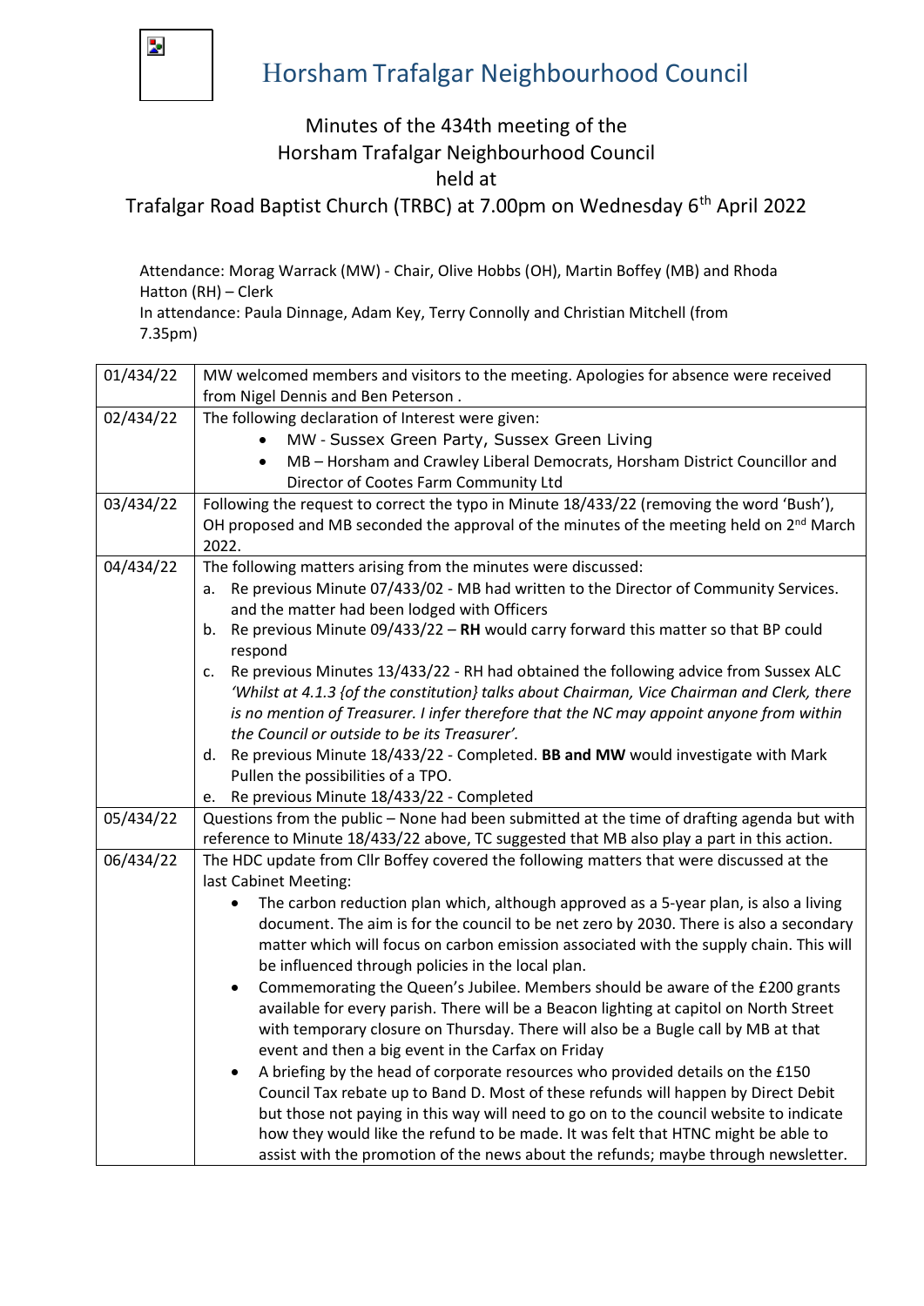# Horsham Trafalgar Neighbourhood Council

## Minutes of the 434th meeting of the Horsham Trafalgar Neighbourhood Council held at Trafalgar Road Baptist Church (TRBC) at 7.00pm on Wednesday 6th April 2022

Attendance: Morag Warrack (MW) - Chair, Olive Hobbs (OH), Martin Boffey (MB) and Rhoda Hatton (RH) – Clerk

In attendance: Paula Dinnage, Adam Key, Terry Connolly and Christian Mitchell (from 7.35pm)

| | |
|---|---|
| 01/434/22 | MW welcomed members and visitors to the meeting. Apologies for absence were received from Nigel Dennis and Ben Peterson . |
| 02/434/22 | The following declaration of Interest were given:<br>• MW - Sussex Green Party, Sussex Green Living<br>• MB – Horsham and Crawley Liberal Democrats, Horsham District Councillor and Director of Cootes Farm Community Ltd |
| 03/434/22 | Following the request to correct the typo in Minute 18/433/22 (removing the word 'Bush'), OH proposed and MB seconded the approval of the minutes of the meeting held on 2nd March 2022. |
| 04/434/22 | The following matters arising from the minutes were discussed:<br>a. Re previous Minute 07/433/02 - MB had written to the Director of Community Services. and the matter had been lodged with Officers<br>b. Re previous Minute 09/433/22 – **RH** would carry forward this matter so that BP could respond<br>c. Re previous Minutes 13/433/22 - RH had obtained the following advice from Sussex ALC *'Whilst at 4.1.3 {of the constitution} talks about Chairman, Vice Chairman and Clerk, there is no mention of Treasurer. I infer therefore that the NC may appoint anyone from within the Council or outside to be its Treasurer'.*<br>d. Re previous Minute 18/433/22 - Completed. **BB and MW** would investigate with Mark Pullen the possibilities of a TPO.<br>e. Re previous Minute 18/433/22 - Completed |
| 05/434/22 | Questions from the public – None had been submitted at the time of drafting agenda but with reference to Minute 18/433/22 above, TC suggested that MB also play a part in this action. |
| 06/434/22 | The HDC update from Cllr Boffey covered the following matters that were discussed at the last Cabinet Meeting:<br>• The carbon reduction plan which, although approved as a 5-year plan, is also a living document. The aim is for the council to be net zero by 2030. There is also a secondary matter which will focus on carbon emission associated with the supply chain. This will be influenced through policies in the local plan.<br>• Commemorating the Queen's Jubilee. Members should be aware of the £200 grants available for every parish. There will be a Beacon lighting at capitol on North Street with temporary closure on Thursday. There will also be a Bugle call by MB at that event and then a big event in the Carfax on Friday<br>• A briefing by the head of corporate resources who provided details on the £150 Council Tax rebate up to Band D. Most of these refunds will happen by Direct Debit but those not paying in this way will need to go on to the council website to indicate how they would like the refund to be made. It was felt that HTNC might be able to assist with the promotion of the news about the refunds; maybe through newsletter. |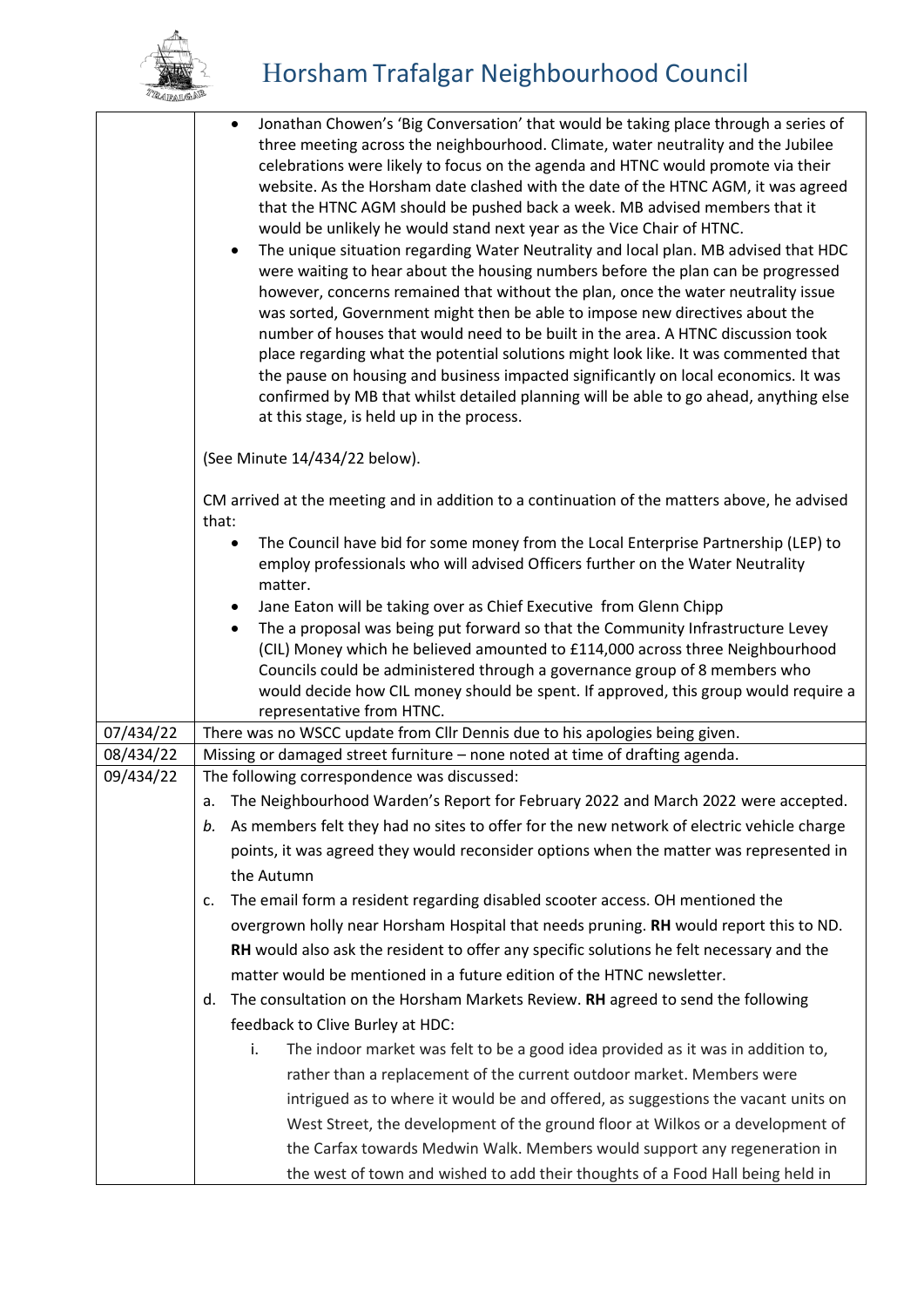| | |
|---|---|
| | • Jonathan Chowen's 'Big Conversation' that would be taking place through a series of three meeting across the neighbourhood. Climate, water neutrality and the Jubilee celebrations were likely to focus on the agenda and HTNC would promote via their website. As the Horsham date clashed with the date of the HTNC AGM, it was agreed that the HTNC AGM should be pushed back a week. MB advised members that it would be unlikely he would stand next year as the Vice Chair of HTNC.<br>• The unique situation regarding Water Neutrality and local plan. MB advised that HDC were waiting to hear about the housing numbers before the plan can be progressed however, concerns remained that without the plan, once the water neutrality issue was sorted, Government might then be able to impose new directives about the number of houses that would need to be built in the area. A HTNC discussion took place regarding what the potential solutions might look like. It was commented that the pause on housing and business impacted significantly on local economics. It was confirmed by MB that whilst detailed planning will be able to go ahead, anything else at this stage, is held up in the process.<br><br>(See Minute 14/434/22 below).<br><br>CM arrived at the meeting and in addition to a continuation of the matters above, he advised that:<br>• The Council have bid for some money from the Local Enterprise Partnership (LEP) to employ professionals who will advised Officers further on the Water Neutrality matter.<br>• Jane Eaton will be taking over as Chief Executive from Glenn Chipp<br>• The a proposal was being put forward so that the Community Infrastructure Levey (CIL) Money which he believed amounted to £114,000 across three Neighbourhood Councils could be administered through a governance group of 8 members who would decide how CIL money should be spent. If approved, this group would require a representative from HTNC. |
| 07/434/22 | There was no WSCC update from Cllr Dennis due to his apologies being given. |
| 08/434/22 | Missing or damaged street furniture – none noted at time of drafting agenda. |
| 09/434/22 | The following correspondence was discussed:<br>a. The Neighbourhood Warden's Report for February 2022 and March 2022 were accepted.<br>*b.* As members felt they had no sites to offer for the new network of electric vehicle charge points, it was agreed they would reconsider options when the matter was represented in the Autumn<br>c. The email form a resident regarding disabled scooter access. OH mentioned the overgrown holly near Horsham Hospital that needs pruning. **RH** would report this to ND. **RH** would also ask the resident to offer any specific solutions he felt necessary and the matter would be mentioned in a future edition of the HTNC newsletter.<br>d. The consultation on the Horsham Markets Review. **RH** agreed to send the following feedback to Clive Burley at HDC:<br>&nbsp;&nbsp;&nbsp;&nbsp;i. The indoor market was felt to be a good idea provided as it was in addition to, rather than a replacement of the current outdoor market. Members were intrigued as to where it would be and offered, as suggestions the vacant units on West Street, the development of the ground floor at Wilkos or a development of the Carfax towards Medwin Walk. Members would support any regeneration in the west of town and wished to add their thoughts of a Food Hall being held in |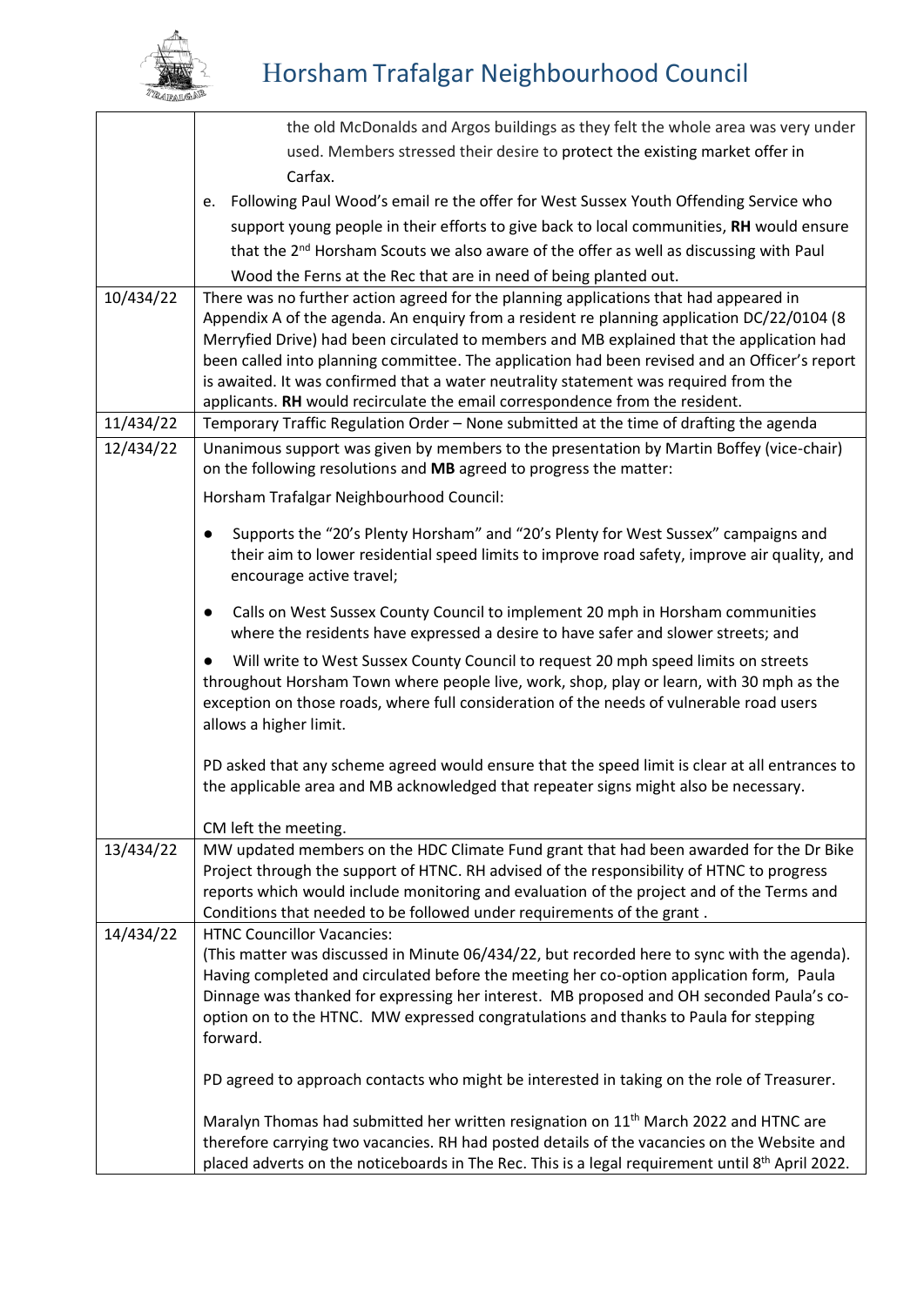| | |
|---|---|
| | the old McDonalds and Argos buildings as they felt the whole area was very under used. Members stressed their desire to protect the existing market offer in Carfax.<br>e. Following Paul Wood's email re the offer for West Sussex Youth Offending Service who support young people in their efforts to give back to local communities, **RH** would ensure that the 2nd Horsham Scouts we also aware of the offer as well as discussing with Paul Wood the Ferns at the Rec that are in need of being planted out. |
| 10/434/22 | There was no further action agreed for the planning applications that had appeared in Appendix A of the agenda. An enquiry from a resident re planning application DC/22/0104 (8 Merryfied Drive) had been circulated to members and MB explained that the application had been called into planning committee. The application had been revised and an Officer's report is awaited. It was confirmed that a water neutrality statement was required from the applicants. **RH** would recirculate the email correspondence from the resident. |
| 11/434/22 | Temporary Traffic Regulation Order – None submitted at the time of drafting the agenda |
| 12/434/22 | Unanimous support was given by members to the presentation by Martin Boffey (vice-chair) on the following resolutions and **MB** agreed to progress the matter:<br><br>Horsham Trafalgar Neighbourhood Council:<br><br>● Supports the "20's Plenty Horsham" and "20's Plenty for West Sussex" campaigns and their aim to lower residential speed limits to improve road safety, improve air quality, and encourage active travel;<br><br>● Calls on West Sussex County Council to implement 20 mph in Horsham communities where the residents have expressed a desire to have safer and slower streets; and<br><br>● Will write to West Sussex County Council to request 20 mph speed limits on streets throughout Horsham Town where people live, work, shop, play or learn, with 30 mph as the exception on those roads, where full consideration of the needs of vulnerable road users allows a higher limit.<br><br>PD asked that any scheme agreed would ensure that the speed limit is clear at all entrances to the applicable area and MB acknowledged that repeater signs might also be necessary.<br><br>CM left the meeting. |
| 13/434/22 | MW updated members on the HDC Climate Fund grant that had been awarded for the Dr Bike Project through the support of HTNC. RH advised of the responsibility of HTNC to progress reports which would include monitoring and evaluation of the project and of the Terms and Conditions that needed to be followed under requirements of the grant . |
| 14/434/22 | HTNC Councillor Vacancies:<br>(This matter was discussed in Minute 06/434/22, but recorded here to sync with the agenda). Having completed and circulated before the meeting her co-option application form, Paula Dinnage was thanked for expressing her interest. MB proposed and OH seconded Paula's co-option on to the HTNC. MW expressed congratulations and thanks to Paula for stepping forward.<br><br>PD agreed to approach contacts who might be interested in taking on the role of Treasurer.<br><br>Maralyn Thomas had submitted her written resignation on 11th March 2022 and HTNC are therefore carrying two vacancies. RH had posted details of the vacancies on the Website and placed adverts on the noticeboards in The Rec. This is a legal requirement until 8th April 2022. |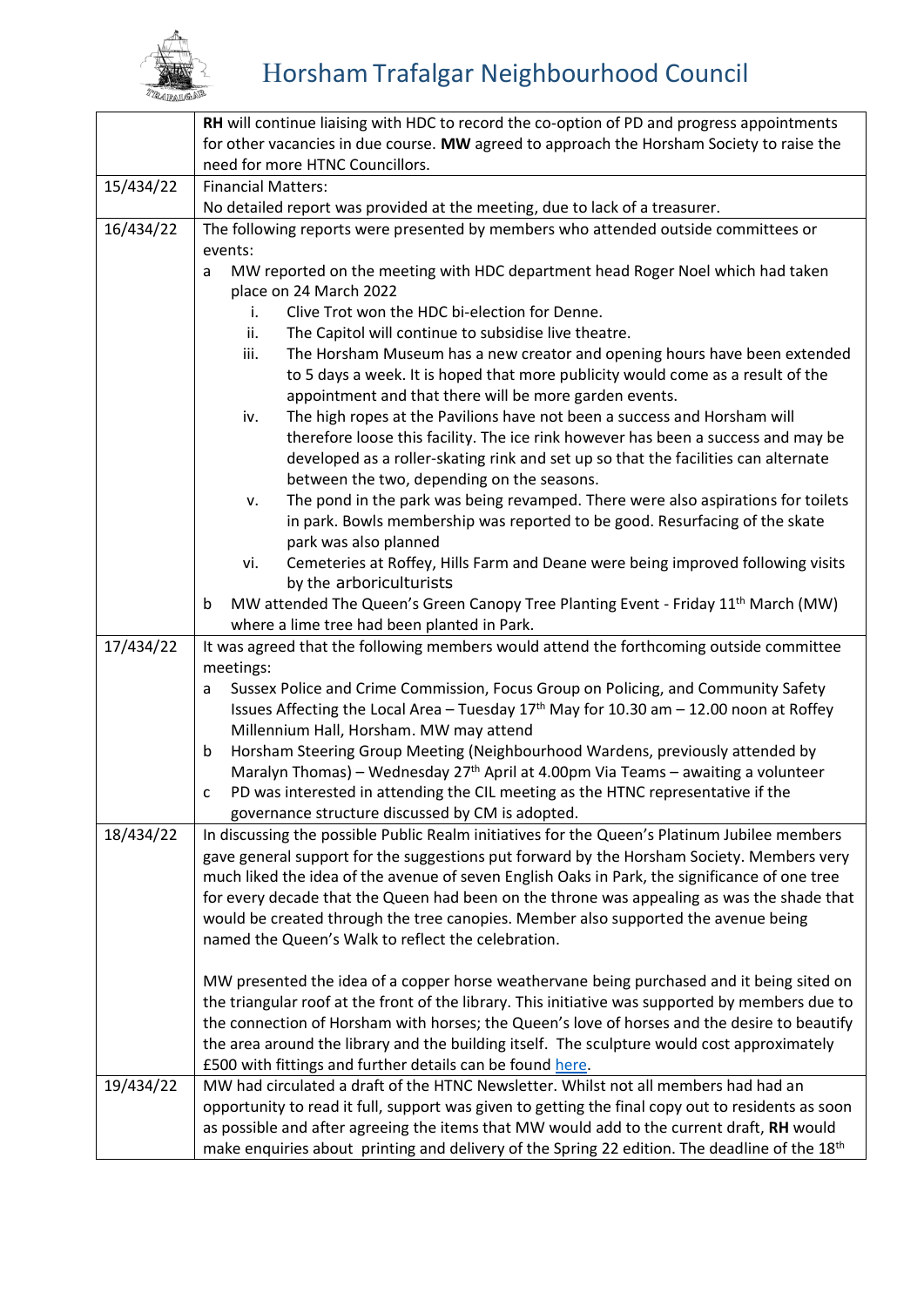| | |
|---|---|
| | **RH** will continue liaising with HDC to record the co-option of PD and progress appointments for other vacancies in due course. **MW** agreed to approach the Horsham Society to raise the need for more HTNC Councillors. |
| 15/434/22 | Financial Matters:<br>No detailed report was provided at the meeting, due to lack of a treasurer. |
| 16/434/22 | The following reports were presented by members who attended outside committees or events:<br>a MW reported on the meeting with HDC department head Roger Noel which had taken place on 24 March 2022<br>i. Clive Trot won the HDC bi-election for Denne.<br>ii. The Capitol will continue to subsidise live theatre.<br>iii. The Horsham Museum has a new creator and opening hours have been extended to 5 days a week. It is hoped that more publicity would come as a result of the appointment and that there will be more garden events.<br>iv. The high ropes at the Pavilions have not been a success and Horsham will therefore loose this facility. The ice rink however has been a success and may be developed as a roller-skating rink and set up so that the facilities can alternate between the two, depending on the seasons.<br>v. The pond in the park was being revamped. There were also aspirations for toilets in park. Bowls membership was reported to be good. Resurfacing of the skate park was also planned<br>vi. Cemeteries at Roffey, Hills Farm and Deane were being improved following visits by the arboriculturists<br>b MW attended The Queen's Green Canopy Tree Planting Event - Friday 11th March (MW) where a lime tree had been planted in Park. |
| 17/434/22 | It was agreed that the following members would attend the forthcoming outside committee meetings:<br>a Sussex Police and Crime Commission, Focus Group on Policing, and Community Safety Issues Affecting the Local Area – Tuesday 17th May for 10.30 am – 12.00 noon at Roffey Millennium Hall, Horsham. MW may attend<br>b Horsham Steering Group Meeting (Neighbourhood Wardens, previously attended by Maralyn Thomas) – Wednesday 27th April at 4.00pm Via Teams – awaiting a volunteer<br>c PD was interested in attending the CIL meeting as the HTNC representative if the governance structure discussed by CM is adopted. |
| 18/434/22 | In discussing the possible Public Realm initiatives for the Queen's Platinum Jubilee members gave general support for the suggestions put forward by the Horsham Society. Members very much liked the idea of the avenue of seven English Oaks in Park, the significance of one tree for every decade that the Queen had been on the throne was appealing as was the shade that would be created through the tree canopies. Member also supported the avenue being named the Queen's Walk to reflect the celebration.<br><br>MW presented the idea of a copper horse weathervane being purchased and it being sited on the triangular roof at the front of the library. This initiative was supported by members due to the connection of Horsham with horses; the Queen's love of horses and the desire to beautify the area around the library and the building itself. The sculpture would cost approximately £500 with fittings and further details can be found here. |
| 19/434/22 | MW had circulated a draft of the HTNC Newsletter. Whilst not all members had had an opportunity to read it full, support was given to getting the final copy out to residents as soon as possible and after agreeing the items that MW would add to the current draft, **RH** would make enquiries about printing and delivery of the Spring 22 edition. The deadline of the 18th |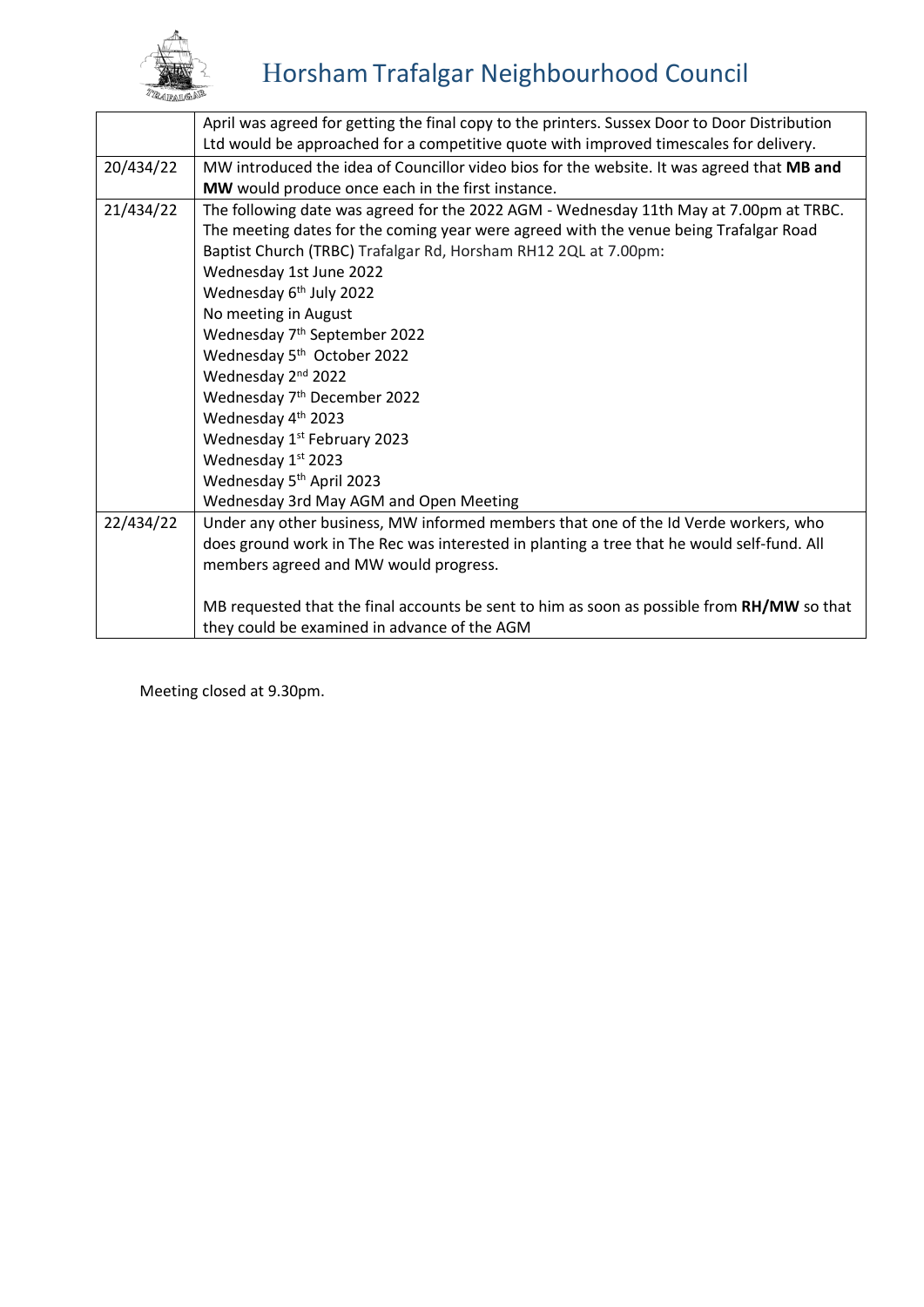| | |
|---|---|
| | April was agreed for getting the final copy to the printers. Sussex Door to Door Distribution Ltd would be approached for a competitive quote with improved timescales for delivery. |
| 20/434/22 | MW introduced the idea of Councillor video bios for the website. It was agreed that **MB and MW** would produce once each in the first instance. |
| 21/434/22 | The following date was agreed for the 2022 AGM - Wednesday 11th May at 7.00pm at TRBC. The meeting dates for the coming year were agreed with the venue being Trafalgar Road Baptist Church (TRBC) Trafalgar Rd, Horsham RH12 2QL at 7.00pm:<br>Wednesday 1st June 2022<br>Wednesday 6th July 2022<br>No meeting in August<br>Wednesday 7th September 2022<br>Wednesday 5th October 2022<br>Wednesday 2nd 2022<br>Wednesday 7th December 2022<br>Wednesday 4th 2023<br>Wednesday 1st February 2023<br>Wednesday 1st 2023<br>Wednesday 5th April 2023<br>Wednesday 3rd May AGM and Open Meeting |
| 22/434/22 | Under any other business, MW informed members that one of the Id Verde workers, who does ground work in The Rec was interested in planting a tree that he would self-fund. All members agreed and MW would progress.<br><br>MB requested that the final accounts be sent to him as soon as possible from **RH/MW** so that they could be examined in advance of the AGM |

Meeting closed at 9.30pm.